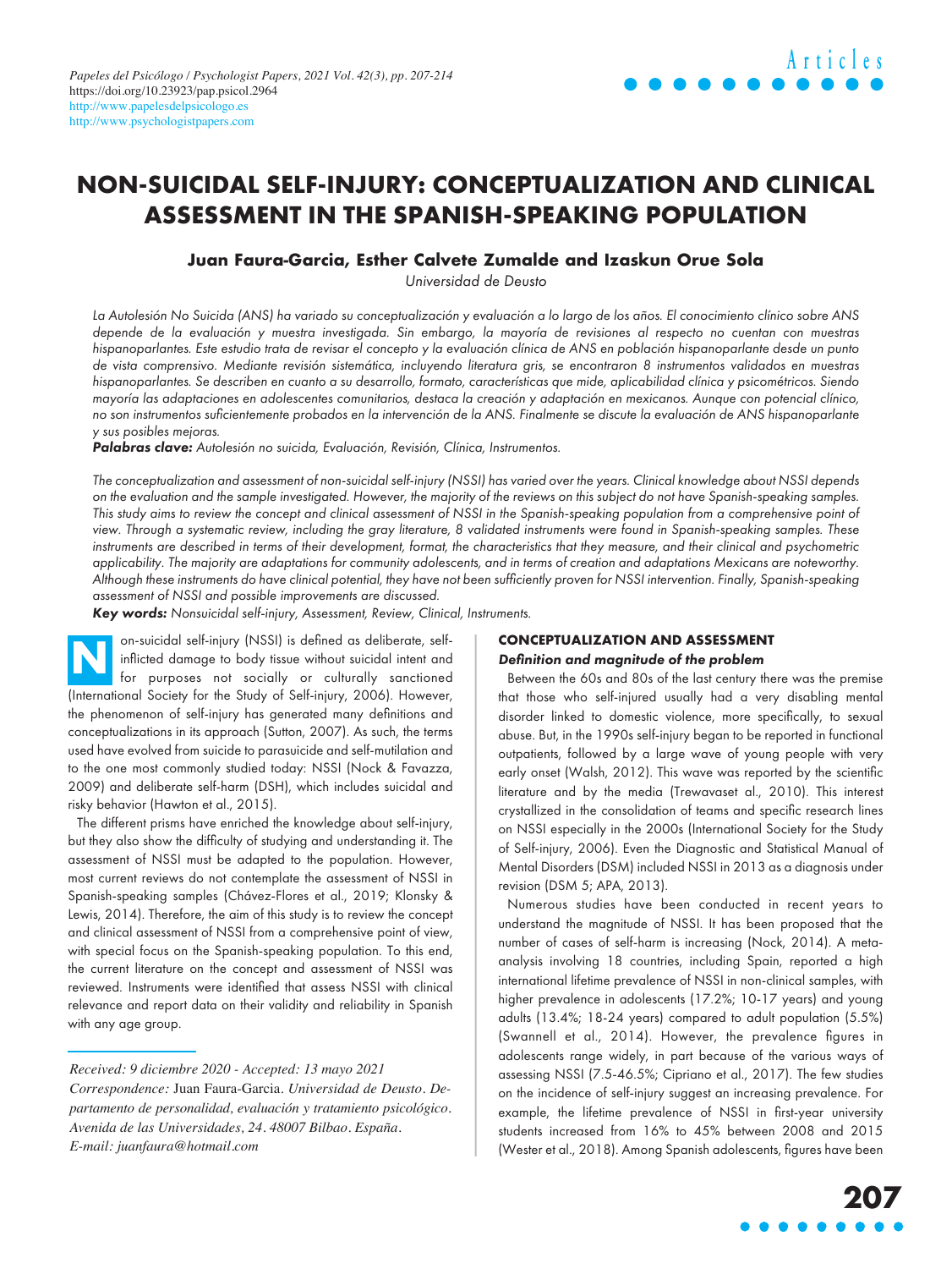# NON-SUICIDAL SELF-INJURY: CONCEPTUALIZATION AND CLINICAL ASSESSMENT IN THE SPANISH-SPEAKING POPULATION

**Juan Faura-Garcia, Esther Calvete Zumalde and Izaskun Orue Sola**

*Universidad de Deusto*

*La Autolesión No Suicida (ANS) ha variado su conceptualización y evaluación a lo largo de los años. El conocimiento clínico sobre ANS depende de la evaluación y muestra investigada. Sin embargo, la mayoría de revisiones al respecto no cuentan con muestras hispanoparlantes. Este estudio trata de revisar el concepto y la evaluación clínica de ANS en población hispanoparlante desde un punto de vista comprensivo. Mediante revisión sistemática, incluyendo literatura gris, se encontraron 8 instrumentos validados en muestras hispanoparlantes. Se describen en cuanto a su desarrollo, formato, características que mide, aplicabilidad clínica y psicométricos. Siendo mayoría las adaptaciones en adolescentes comunitarios, destaca la creación y adaptación en mexicanos. Aunque con potencial clínico, no son instrumentos suficientemente probados en la intervención de la ANS. Finalmente se discute la evaluación de ANS hispanoparlante y sus posibles mejoras.*

***Palabras clave:*** *Autolesión no suicida, Evaluación, Revisión, Clínica, Instrumentos.*

*The conceptualization and assessment of non-suicidal self-injury (NSSI) has varied over the years. Clinical knowledge about NSSI depends on the evaluation and the sample investigated. However, the majority of the reviews on this subject do not have Spanish-speaking samples. This study aims to review the concept and clinical assessment of NSSI in the Spanish-speaking population from a comprehensive point of view. Through a systematic review, including the gray literature, 8 validated instruments were found in Spanish-speaking samples. These instruments are described in terms of their development, format, the characteristics that they measure, and their clinical and psychometric applicability. The majority are adaptations for community adolescents, and in terms of creation and adaptations Mexicans are noteworthy. Although these instruments do have clinical potential, they have not been sufficiently proven for NSSI intervention. Finally, Spanish-speaking assessment of NSSI and possible improvements are discussed.*

***Key words:*** *Nonsuicidal self-injury, Assessment, Review, Clinical, Instruments.*

Non-suicidal self-injury (NSSI) is defined as deliberate, self-inflicted damage to body tissue without suicidal intent and for purposes not socially or culturally sanctioned (International Society for the Study of Self-injury, 2006). However, the phenomenon of self-injury has generated many definitions and conceptualizations in its approach (Sutton, 2007). As such, the terms used have evolved from suicide to parasuicide and self-mutilation and to the one most commonly studied today: NSSI (Nock & Favazza, 2009) and deliberate self-harm (DSH), which includes suicidal and risky behavior (Hawton et al., 2015).

The different prisms have enriched the knowledge about self-injury, but they also show the difficulty of studying and understanding it. The assessment of NSSI must be adapted to the population. However, most current reviews do not contemplate the assessment of NSSI in Spanish-speaking samples (Chávez-Flores et al., 2019; Klonsky & Lewis, 2014). Therefore, the aim of this study is to review the concept and clinical assessment of NSSI from a comprehensive point of view, with special focus on the Spanish-speaking population. To this end, the current literature on the concept and assessment of NSSI was reviewed. Instruments were identified that assess NSSI with clinical relevance and report data on their validity and reliability in Spanish with any age group.

*Received: 9 diciembre 2020 - Accepted: 13 mayo 2021*
*Correspondence:* Juan Faura-Garcia. *Universidad de Deusto. Departamento de personalidad, evaluación y tratamiento psicológico. Avenida de las Universidades, 24. 48007 Bilbao. España. E-mail: juanfaura@hotmail.com*

## CONCEPTUALIZATION AND ASSESSMENT

### *Definition and magnitude of the problem*

Between the 60s and 80s of the last century there was the premise that those who self-injured usually had a very disabling mental disorder linked to domestic violence, more specifically, to sexual abuse. But, in the 1990s self-injury began to be reported in functional outpatients, followed by a large wave of young people with very early onset (Walsh, 2012). This wave was reported by the scientific literature and by the media (Trewavaset al., 2010). This interest crystallized in the consolidation of teams and specific research lines on NSSI especially in the 2000s (International Society for the Study of Self-injury, 2006). Even the Diagnostic and Statistical Manual of Mental Disorders (DSM) included NSSI in 2013 as a diagnosis under revision (DSM 5; APA, 2013).

Numerous studies have been conducted in recent years to understand the magnitude of NSSI. It has been proposed that the number of cases of self-harm is increasing (Nock, 2014). A meta-analysis involving 18 countries, including Spain, reported a high international lifetime prevalence of NSSI in non-clinical samples, with higher prevalence in adolescents (17.2%; 10-17 years) and young adults (13.4%; 18-24 years) compared to adult population (5.5%) (Swannell et al., 2014). However, the prevalence figures in adolescents range widely, in part because of the various ways of assessing NSSI (7.5-46.5%; Cipriano et al., 2017). The few studies on the incidence of self-injury suggest an increasing prevalence. For example, the lifetime prevalence of NSSI in first-year university students increased from 16% to 45% between 2008 and 2015 (Wester et al., 2018). Among Spanish adolescents, figures have been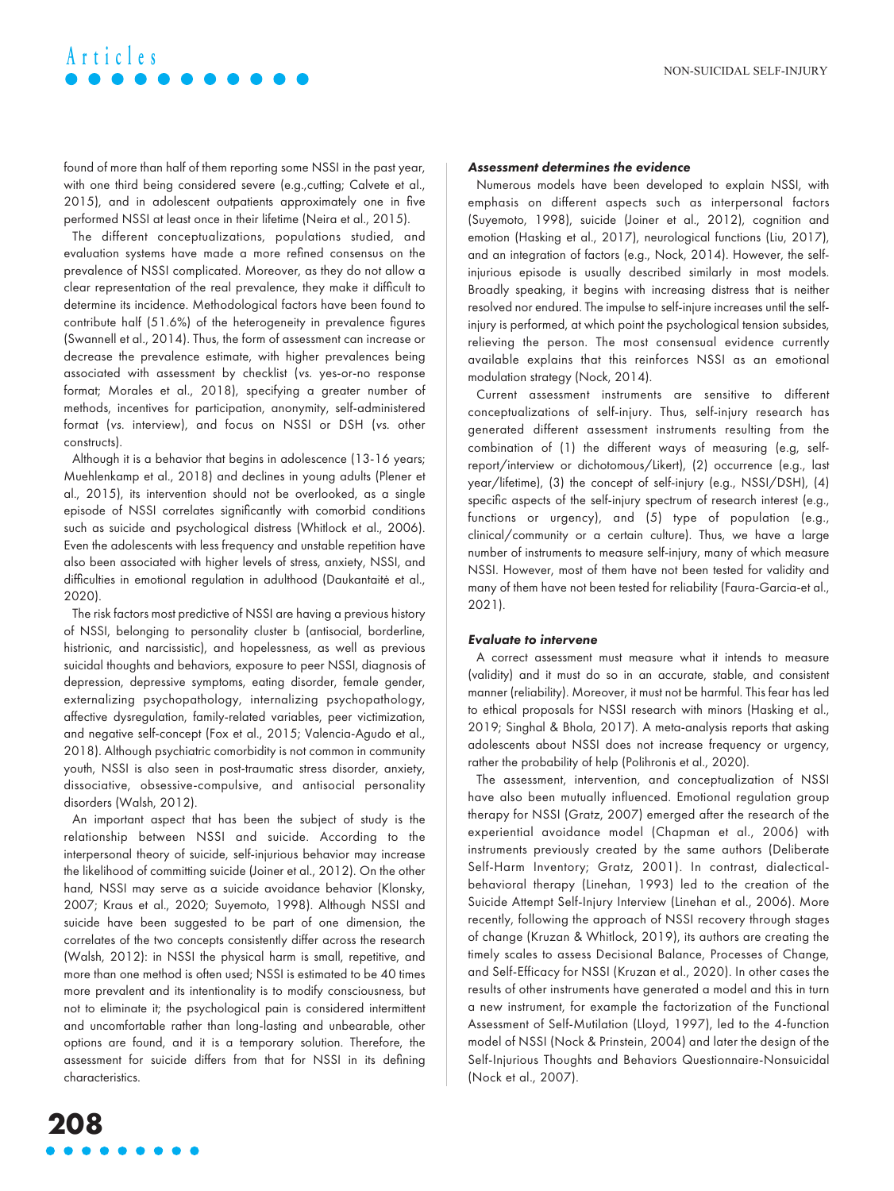found of more than half of them reporting some NSSI in the past year, with one third being considered severe (e.g.,cutting; Calvete et al., 2015), and in adolescent outpatients approximately one in five performed NSSI at least once in their lifetime (Neira et al., 2015).

The different conceptualizations, populations studied, and evaluation systems have made a more refined consensus on the prevalence of NSSI complicated. Moreover, as they do not allow a clear representation of the real prevalence, they make it difficult to determine its incidence. Methodological factors have been found to contribute half (51.6%) of the heterogeneity in prevalence figures (Swannell et al., 2014). Thus, the form of assessment can increase or decrease the prevalence estimate, with higher prevalences being associated with assessment by checklist (*vs.* yes-or-no response format; Morales et al., 2018), specifying a greater number of methods, incentives for participation, anonymity, self-administered format (*vs.* interview), and focus on NSSI or DSH (*vs.* other constructs).

Although it is a behavior that begins in adolescence (13-16 years; Muehlenkamp et al., 2018) and declines in young adults (Plener et al., 2015), its intervention should not be overlooked, as a single episode of NSSI correlates significantly with comorbid conditions such as suicide and psychological distress (Whitlock et al., 2006). Even the adolescents with less frequency and unstable repetition have also been associated with higher levels of stress, anxiety, NSSI, and difficulties in emotional regulation in adulthood (Daukantaitė et al., 2020).

The risk factors most predictive of NSSI are having a previous history of NSSI, belonging to personality cluster b (antisocial, borderline, histrionic, and narcissistic), and hopelessness, as well as previous suicidal thoughts and behaviors, exposure to peer NSSI, diagnosis of depression, depressive symptoms, eating disorder, female gender, externalizing psychopathology, internalizing psychopathology, affective dysregulation, family-related variables, peer victimization, and negative self-concept (Fox et al., 2015; Valencia-Agudo et al., 2018). Although psychiatric comorbidity is not common in community youth, NSSI is also seen in post-traumatic stress disorder, anxiety, dissociative, obsessive-compulsive, and antisocial personality disorders (Walsh, 2012).

An important aspect that has been the subject of study is the relationship between NSSI and suicide. According to the interpersonal theory of suicide, self-injurious behavior may increase the likelihood of committing suicide (Joiner et al., 2012). On the other hand, NSSI may serve as a suicide avoidance behavior (Klonsky, 2007; Kraus et al., 2020; Suyemoto, 1998). Although NSSI and suicide have been suggested to be part of one dimension, the correlates of the two concepts consistently differ across the research (Walsh, 2012): in NSSI the physical harm is small, repetitive, and more than one method is often used; NSSI is estimated to be 40 times more prevalent and its intentionality is to modify consciousness, but not to eliminate it; the psychological pain is considered intermittent and uncomfortable rather than long-lasting and unbearable, other options are found, and it is a temporary solution. Therefore, the assessment for suicide differs from that for NSSI in its defining characteristics.

### Assessment determines the evidence

Numerous models have been developed to explain NSSI, with emphasis on different aspects such as interpersonal factors (Suyemoto, 1998), suicide (Joiner et al., 2012), cognition and emotion (Hasking et al., 2017), neurological functions (Liu, 2017), and an integration of factors (e.g., Nock, 2014). However, the self-injurious episode is usually described similarly in most models. Broadly speaking, it begins with increasing distress that is neither resolved nor endured. The impulse to self-injure increases until the self-injury is performed, at which point the psychological tension subsides, relieving the person. The most consensual evidence currently available explains that this reinforces NSSI as an emotional modulation strategy (Nock, 2014).

Current assessment instruments are sensitive to different conceptualizations of self-injury. Thus, self-injury research has generated different assessment instruments resulting from the combination of (1) the different ways of measuring (e.g, self-report/interview or dichotomous/Likert), (2) occurrence (e.g., last year/lifetime), (3) the concept of self-injury (e.g., NSSI/DSH), (4) specific aspects of the self-injury spectrum of research interest (e.g., functions or urgency), and (5) type of population (e.g., clinical/community or a certain culture). Thus, we have a large number of instruments to measure self-injury, many of which measure NSSI. However, most of them have not been tested for validity and many of them have not been tested for reliability (Faura-Garcia-et al., 2021).

### Evaluate to intervene

A correct assessment must measure what it intends to measure (validity) and it must do so in an accurate, stable, and consistent manner (reliability). Moreover, it must not be harmful. This fear has led to ethical proposals for NSSI research with minors (Hasking et al., 2019; Singhal & Bhola, 2017). A meta-analysis reports that asking adolescents about NSSI does not increase frequency or urgency, rather the probability of help (Polihronis et al., 2020).

The assessment, intervention, and conceptualization of NSSI have also been mutually influenced. Emotional regulation group therapy for NSSI (Gratz, 2007) emerged after the research of the experiential avoidance model (Chapman et al., 2006) with instruments previously created by the same authors (Deliberate Self-Harm Inventory; Gratz, 2001). In contrast, dialectical-behavioral therapy (Linehan, 1993) led to the creation of the Suicide Attempt Self-Injury Interview (Linehan et al., 2006). More recently, following the approach of NSSI recovery through stages of change (Kruzan & Whitlock, 2019), its authors are creating the timely scales to assess Decisional Balance, Processes of Change, and Self-Efficacy for NSSI (Kruzan et al., 2020). In other cases the results of other instruments have generated a model and this in turn a new instrument, for example the factorization of the Functional Assessment of Self-Mutilation (Lloyd, 1997), led to the 4-function model of NSSI (Nock & Prinstein, 2004) and later the design of the Self-Injurious Thoughts and Behaviors Questionnaire-Nonsuicidal (Nock et al., 2007).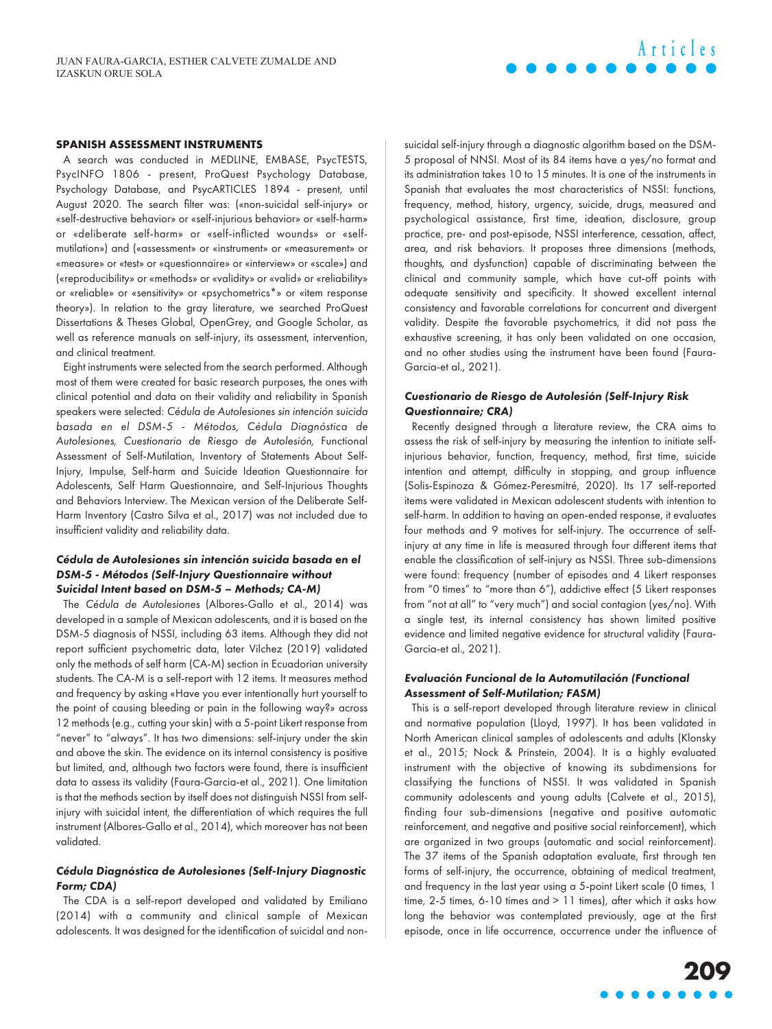### SPANISH ASSESSMENT INSTRUMENTS

A search was conducted in MEDLINE, EMBASE, PsycTESTS, PsycINFO 1806 - present, ProQuest Psychology Database, Psychology Database, and PsycARTICLES 1894 - present, until August 2020. The search filter was: («non-suicidal self-injury» or «self-destructive behavior» or «self-injurious behavior» or «self-harm» or «deliberate self-harm» or «self-inflicted wounds» or «self-mutilation») and («assessment» or «instrument» or «measurement» or «measure» or «test» or «questionnaire» or «interview» or «scale») and («reproducibility» or «methods» or «validity» or «valid» or «reliability» or «reliable» or «sensitivity» or «psychometrics*» or «item response theory»). In relation to the gray literature, we searched ProQuest Dissertations & Theses Global, OpenGrey, and Google Scholar, as well as reference manuals on self-injury, its assessment, intervention, and clinical treatment.

Eight instruments were selected from the search performed. Although most of them were created for basic research purposes, the ones with clinical potential and data on their validity and reliability in Spanish speakers were selected: *Cédula de Autolesiones sin intención suicida basada en el DSM-5 - Métodos, Cédula Diagnóstica de Autolesiones, Cuestionario de Riesgo de Autolesión,* Functional Assessment of Self-Mutilation, Inventory of Statements About Self-Injury, Impulse, Self-harm and Suicide Ideation Questionnaire for Adolescents, Self Harm Questionnaire, and Self-Injurious Thoughts and Behaviors Interview. The Mexican version of the Deliberate Self-Harm Inventory (Castro Silva et al., 2017) was not included due to insufficient validity and reliability data.

#### *Cédula de Autolesiones sin intención suicida basada en el DSM-5 - Métodos (Self-Injury Questionnaire without Suicidal Intent based on DSM-5 – Methods; CA-M)*

The *Cédula de Autolesiones* (Albores-Gallo et al., 2014) was developed in a sample of Mexican adolescents, and it is based on the DSM-5 diagnosis of NSSI, including 63 items. Although they did not report sufficient psychometric data, later Vilchez (2019) validated only the methods of self harm (CA-M) section in Ecuadorian university students. The CA-M is a self-report with 12 items. It measures method and frequency by asking «Have you ever intentionally hurt yourself to the point of causing bleeding or pain in the following way?» across 12 methods (e.g., cutting your skin) with a 5-point Likert response from "never" to "always". It has two dimensions: self-injury under the skin and above the skin. The evidence on its internal consistency is positive but limited, and, although two factors were found, there is insufficient data to assess its validity (Faura-Garcia-et al., 2021). One limitation is that the methods section by itself does not distinguish NSSI from self-injury with suicidal intent, the differentiation of which requires the full instrument (Albores-Gallo et al., 2014), which moreover has not been validated.

#### *Cédula Diagnóstica de Autolesiones (Self-Injury Diagnostic Form; CDA)*

The CDA is a self-report developed and validated by Emiliano (2014) with a community and clinical sample of Mexican adolescents. It was designed for the identification of suicidal and non-suicidal self-injury through a diagnostic algorithm based on the DSM-5 proposal of NNSI. Most of its 84 items have a yes/no format and its administration takes 10 to 15 minutes. It is one of the instruments in Spanish that evaluates the most characteristics of NSSI: functions, frequency, method, history, urgency, suicide, drugs, measured and psychological assistance, first time, ideation, disclosure, group practice, pre- and post-episode, NSSI interference, cessation, affect, area, and risk behaviors. It proposes three dimensions (methods, thoughts, and dysfunction) capable of discriminating between the clinical and community sample, which have cut-off points with adequate sensitivity and specificity. It showed excellent internal consistency and favorable correlations for concurrent and divergent validity. Despite the favorable psychometrics, it did not pass the exhaustive screening, it has only been validated on one occasion, and no other studies using the instrument have been found (Faura-Garcia-et al., 2021).

#### *Cuestionario de Riesgo de Autolesión (Self-Injury Risk Questionnaire; CRA)*

Recently designed through a literature review, the CRA aims to assess the risk of self-injury by measuring the intention to initiate self-injurious behavior, function, frequency, method, first time, suicide intention and attempt, difficulty in stopping, and group influence (Solis-Espinoza & Gómez-Peresmitré, 2020). Its 17 self-reported items were validated in Mexican adolescent students with intention to self-harm. In addition to having an open-ended response, it evaluates four methods and 9 motives for self-injury. The occurrence of self-injury at any time in life is measured through four different items that enable the classification of self-injury as NSSI. Three sub-dimensions were found: frequency (number of episodes and 4 Likert responses from "0 times" to "more than 6"), addictive effect (5 Likert responses from "not at all" to "very much") and social contagion (yes/no). With a single test, its internal consistency has shown limited positive evidence and limited negative evidence for structural validity (Faura-Garcia-et al., 2021).

#### *Evaluación Funcional de la Automutilación (Functional Assessment of Self-Mutilation; FASM)*

This is a self-report developed through literature review in clinical and normative population (Lloyd, 1997). It has been validated in North American clinical samples of adolescents and adults (Klonsky et al., 2015; Nock & Prinstein, 2004). It is a highly evaluated instrument with the objective of knowing its subdimensions for classifying the functions of NSSI. It was validated in Spanish community adolescents and young adults (Calvete et al., 2015), finding four sub-dimensions (negative and positive automatic reinforcement, and negative and positive social reinforcement), which are organized in two groups (automatic and social reinforcement). The 37 items of the Spanish adaptation evaluate, first through ten forms of self-injury, the occurrence, obtaining of medical treatment, and frequency in the last year using a 5-point Likert scale (0 times, 1 time, 2-5 times, 6-10 times and > 11 times), after which it asks how long the behavior was contemplated previously, age at the first episode, once in life occurrence, occurrence under the influence of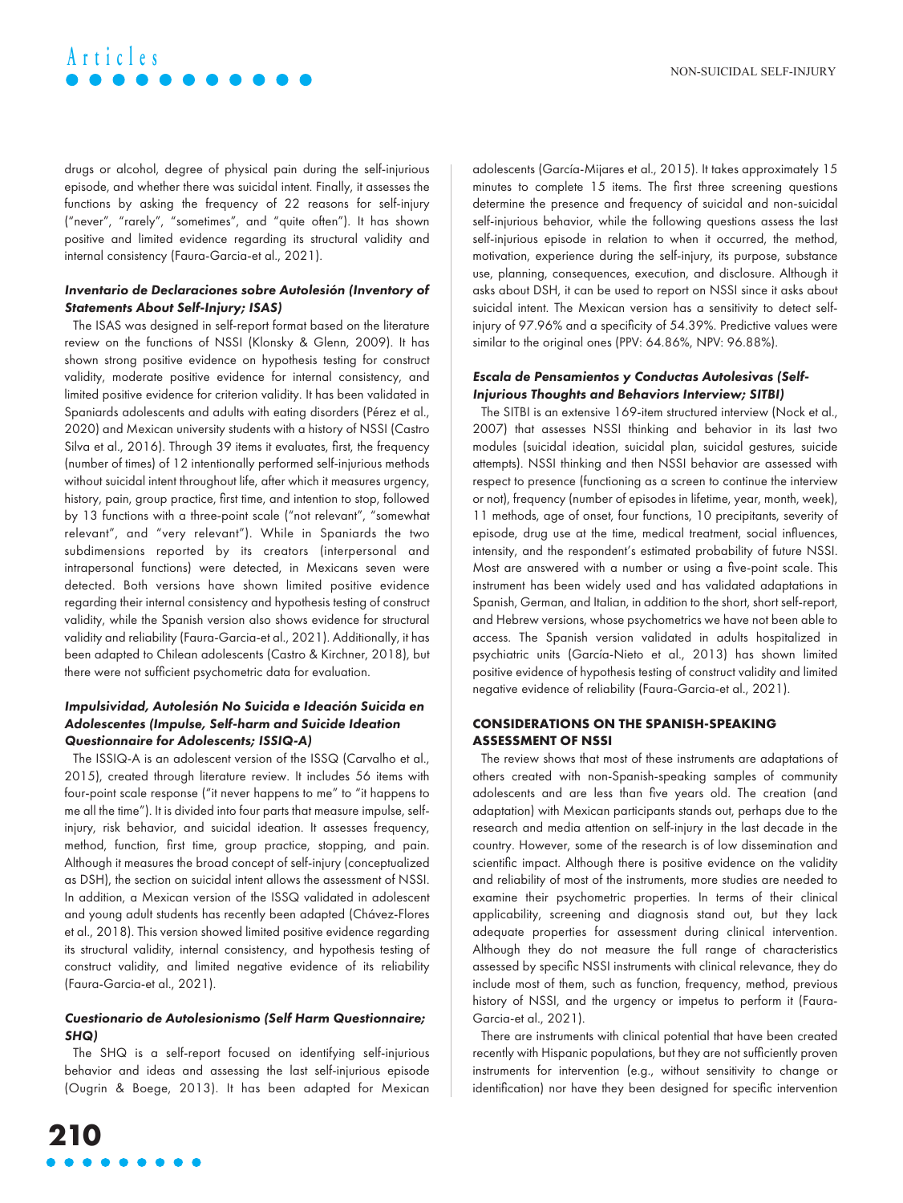drugs or alcohol, degree of physical pain during the self-injurious episode, and whether there was suicidal intent. Finally, it assesses the functions by asking the frequency of 22 reasons for self-injury ("never", "rarely", "sometimes", and "quite often"). It has shown positive and limited evidence regarding its structural validity and internal consistency (Faura-Garcia-et al., 2021).

### *Inventario de Declaraciones sobre Autolesión (Inventory of Statements About Self-Injury; ISAS)*

The ISAS was designed in self-report format based on the literature review on the functions of NSSI (Klonsky & Glenn, 2009). It has shown strong positive evidence on hypothesis testing for construct validity, moderate positive evidence for internal consistency, and limited positive evidence for criterion validity. It has been validated in Spaniards adolescents and adults with eating disorders (Pérez et al., 2020) and Mexican university students with a history of NSSI (Castro Silva et al., 2016). Through 39 items it evaluates, first, the frequency (number of times) of 12 intentionally performed self-injurious methods without suicidal intent throughout life, after which it measures urgency, history, pain, group practice, first time, and intention to stop, followed by 13 functions with a three-point scale ("not relevant", "somewhat relevant", and "very relevant"). While in Spaniards the two subdimensions reported by its creators (interpersonal and intrapersonal functions) were detected, in Mexicans seven were detected. Both versions have shown limited positive evidence regarding their internal consistency and hypothesis testing of construct validity, while the Spanish version also shows evidence for structural validity and reliability (Faura-Garcia-et al., 2021). Additionally, it has been adapted to Chilean adolescents (Castro & Kirchner, 2018), but there were not sufficient psychometric data for evaluation.

### *Impulsividad, Autolesión No Suicida e Ideación Suicida en Adolescentes (Impulse, Self-harm and Suicide Ideation Questionnaire for Adolescents; ISSIQ-A)*

The ISSIQ-A is an adolescent version of the ISSQ (Carvalho et al., 2015), created through literature review. It includes 56 items with four-point scale response ("it never happens to me" to "it happens to me all the time"). It is divided into four parts that measure impulse, self-injury, risk behavior, and suicidal ideation. It assesses frequency, method, function, first time, group practice, stopping, and pain. Although it measures the broad concept of self-injury (conceptualized as DSH), the section on suicidal intent allows the assessment of NSSI. In addition, a Mexican version of the ISSQ validated in adolescent and young adult students has recently been adapted (Chávez-Flores et al., 2018). This version showed limited positive evidence regarding its structural validity, internal consistency, and hypothesis testing of construct validity, and limited negative evidence of its reliability (Faura-Garcia-et al., 2021).

### *Cuestionario de Autolesionismo (Self Harm Questionnaire; SHQ)*

The SHQ is a self-report focused on identifying self-injurious behavior and ideas and assessing the last self-injurious episode (Ougrin & Boege, 2013). It has been adapted for Mexican adolescents (García-Mijares et al., 2015). It takes approximately 15 minutes to complete 15 items. The first three screening questions determine the presence and frequency of suicidal and non-suicidal self-injurious behavior, while the following questions assess the last self-injurious episode in relation to when it occurred, the method, motivation, experience during the self-injury, its purpose, substance use, planning, consequences, execution, and disclosure. Although it asks about DSH, it can be used to report on NSSI since it asks about suicidal intent. The Mexican version has a sensitivity to detect self-injury of 97.96% and a specificity of 54.39%. Predictive values were similar to the original ones (PPV: 64.86%, NPV: 96.88%).

### *Escala de Pensamientos y Conductas Autolesivas (Self-Injurious Thoughts and Behaviors Interview; SITBI)*

The SITBI is an extensive 169-item structured interview (Nock et al., 2007) that assesses NSSI thinking and behavior in its last two modules (suicidal ideation, suicidal plan, suicidal gestures, suicide attempts). NSSI thinking and then NSSI behavior are assessed with respect to presence (functioning as a screen to continue the interview or not), frequency (number of episodes in lifetime, year, month, week), 11 methods, age of onset, four functions, 10 precipitants, severity of episode, drug use at the time, medical treatment, social influences, intensity, and the respondent's estimated probability of future NSSI. Most are answered with a number or using a five-point scale. This instrument has been widely used and has validated adaptations in Spanish, German, and Italian, in addition to the short, short self-report, and Hebrew versions, whose psychometrics we have not been able to access. The Spanish version validated in adults hospitalized in psychiatric units (García-Nieto et al., 2013) has shown limited positive evidence of hypothesis testing of construct validity and limited negative evidence of reliability (Faura-Garcia-et al., 2021).

## CONSIDERATIONS ON THE SPANISH-SPEAKING ASSESSMENT OF NSSI

The review shows that most of these instruments are adaptations of others created with non-Spanish-speaking samples of community adolescents and are less than five years old. The creation (and adaptation) with Mexican participants stands out, perhaps due to the research and media attention on self-injury in the last decade in the country. However, some of the research is of low dissemination and scientific impact. Although there is positive evidence on the validity and reliability of most of the instruments, more studies are needed to examine their psychometric properties. In terms of their clinical applicability, screening and diagnosis stand out, but they lack adequate properties for assessment during clinical intervention. Although they do not measure the full range of characteristics assessed by specific NSSI instruments with clinical relevance, they do include most of them, such as function, frequency, method, previous history of NSSI, and the urgency or impetus to perform it (Faura-Garcia-et al., 2021).

There are instruments with clinical potential that have been created recently with Hispanic populations, but they are not sufficiently proven instruments for intervention (e.g., without sensitivity to change or identification) nor have they been designed for specific intervention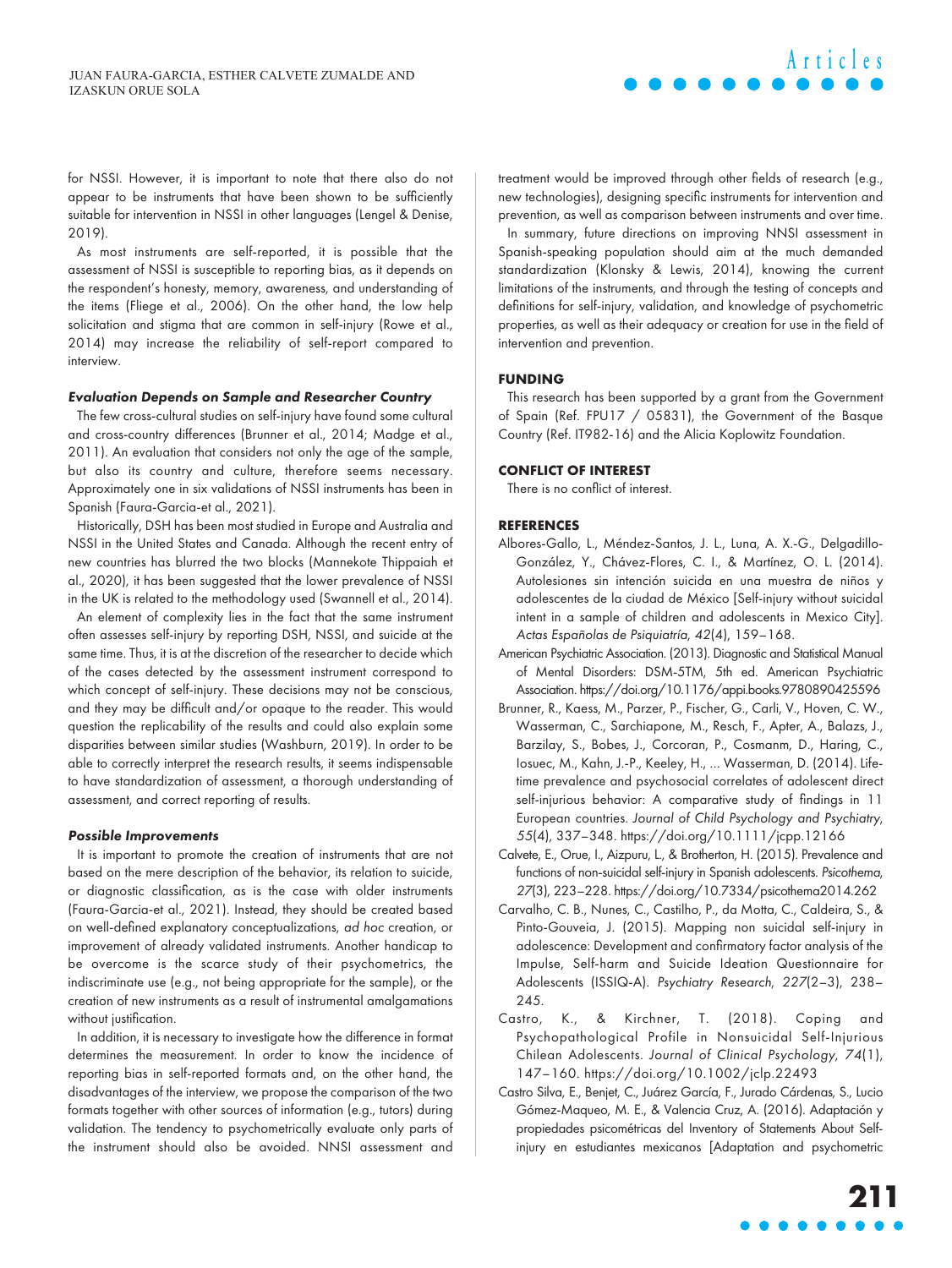for NSSI. However, it is important to note that there also do not appear to be instruments that have been shown to be sufficiently suitable for intervention in NSSI in other languages (Lengel & Denise, 2019).

As most instruments are self-reported, it is possible that the assessment of NSSI is susceptible to reporting bias, as it depends on the respondent's honesty, memory, awareness, and understanding of the items (Fliege et al., 2006). On the other hand, the low help solicitation and stigma that are common in self-injury (Rowe et al., 2014) may increase the reliability of self-report compared to interview.

#### *Evaluation Depends on Sample and Researcher Country*

The few cross-cultural studies on self-injury have found some cultural and cross-country differences (Brunner et al., 2014; Madge et al., 2011). An evaluation that considers not only the age of the sample, but also its country and culture, therefore seems necessary. Approximately one in six validations of NSSI instruments has been in Spanish (Faura-Garcia-et al., 2021).

Historically, DSH has been most studied in Europe and Australia and NSSI in the United States and Canada. Although the recent entry of new countries has blurred the two blocks (Mannekote Thippaiah et al., 2020), it has been suggested that the lower prevalence of NSSI in the UK is related to the methodology used (Swannell et al., 2014).

An element of complexity lies in the fact that the same instrument often assesses self-injury by reporting DSH, NSSI, and suicide at the same time. Thus, it is at the discretion of the researcher to decide which of the cases detected by the assessment instrument correspond to which concept of self-injury. These decisions may not be conscious, and they may be difficult and/or opaque to the reader. This would question the replicability of the results and could also explain some disparities between similar studies (Washburn, 2019). In order to be able to correctly interpret the research results, it seems indispensable to have standardization of assessment, a thorough understanding of assessment, and correct reporting of results.

#### *Possible Improvements*

It is important to promote the creation of instruments that are not based on the mere description of the behavior, its relation to suicide, or diagnostic classification, as is the case with older instruments (Faura-Garcia-et al., 2021). Instead, they should be created based on well-defined explanatory conceptualizations, *ad hoc* creation, or improvement of already validated instruments. Another handicap to be overcome is the scarce study of their psychometrics, the indiscriminate use (e.g., not being appropriate for the sample), or the creation of new instruments as a result of instrumental amalgamations without justification.

In addition, it is necessary to investigate how the difference in format determines the measurement. In order to know the incidence of reporting bias in self-reported formats and, on the other hand, the disadvantages of the interview, we propose the comparison of the two formats together with other sources of information (e.g., tutors) during validation. The tendency to psychometrically evaluate only parts of the instrument should also be avoided. NNSI assessment and treatment would be improved through other fields of research (e.g., new technologies), designing specific instruments for intervention and prevention, as well as comparison between instruments and over time.

In summary, future directions on improving NNSI assessment in Spanish-speaking population should aim at the much demanded standardization (Klonsky & Lewis, 2014), knowing the current limitations of the instruments, and through the testing of concepts and definitions for self-injury, validation, and knowledge of psychometric properties, as well as their adequacy or creation for use in the field of intervention and prevention.

## FUNDING

This research has been supported by a grant from the Government of Spain (Ref. FPU17 / 05831), the Government of the Basque Country (Ref. IT982-16) and the Alicia Koplowitz Foundation.

## CONFLICT OF INTEREST

There is no conflict of interest.

## REFERENCES

Albores-Gallo, L., Méndez-Santos, J. L., Luna, A. X.-G., Delgadillo-González, Y., Chávez-Flores, C. I., & Martínez, O. L. (2014). Autolesiones sin intención suicida en una muestra de niños y adolescentes de la ciudad de México [Self-injury without suicidal intent in a sample of children and adolescents in Mexico City]. *Actas Españolas de Psiquiatría*, *42*(4), 159–168.

American Psychiatric Association. (2013). Diagnostic and Statistical Manual of Mental Disorders: DSM-5TM, 5th ed. American Psychiatric Association. https://doi.org/10.1176/appi.books.9780890425596

Brunner, R., Kaess, M., Parzer, P., Fischer, G., Carli, V., Hoven, C. W., Wasserman, C., Sarchiapone, M., Resch, F., Apter, A., Balazs, J., Barzilay, S., Bobes, J., Corcoran, P., Cosmanm, D., Haring, C., Iosuec, M., Kahn, J.-P., Keeley, H., ... Wasserman, D. (2014). Life-time prevalence and psychosocial correlates of adolescent direct self-injurious behavior: A comparative study of findings in 11 European countries. *Journal of Child Psychology and Psychiatry*, *55*(4), 337–348. https://doi.org/10.1111/jcpp.12166

Calvete, E., Orue, I., Aizpuru, L., & Brotherton, H. (2015). Prevalence and functions of non-suicidal self-injury in Spanish adolescents. *Psicothema*, *27*(3), 223–228. https://doi.org/10.7334/psicothema2014.262

Carvalho, C. B., Nunes, C., Castilho, P., da Motta, C., Caldeira, S., & Pinto-Gouveia, J. (2015). Mapping non suicidal self-injury in adolescence: Development and confirmatory factor analysis of the Impulse, Self-harm and Suicide Ideation Questionnaire for Adolescents (ISSIQ-A). *Psychiatry Research*, *227*(2–3), 238–245.

Castro, K., & Kirchner, T. (2018). Coping and Psychopathological Profile in Nonsuicidal Self-Injurious Chilean Adolescents. *Journal of Clinical Psychology*, *74*(1), 147–160. https://doi.org/10.1002/jclp.22493

Castro Silva, E., Benjet, C., Juárez García, F., Jurado Cárdenas, S., Lucio Gómez-Maqueo, M. E., & Valencia Cruz, A. (2016). Adaptación y propiedades psicométricas del Inventory of Statements About Self-injury en estudiantes mexicanos [Adaptation and psychometric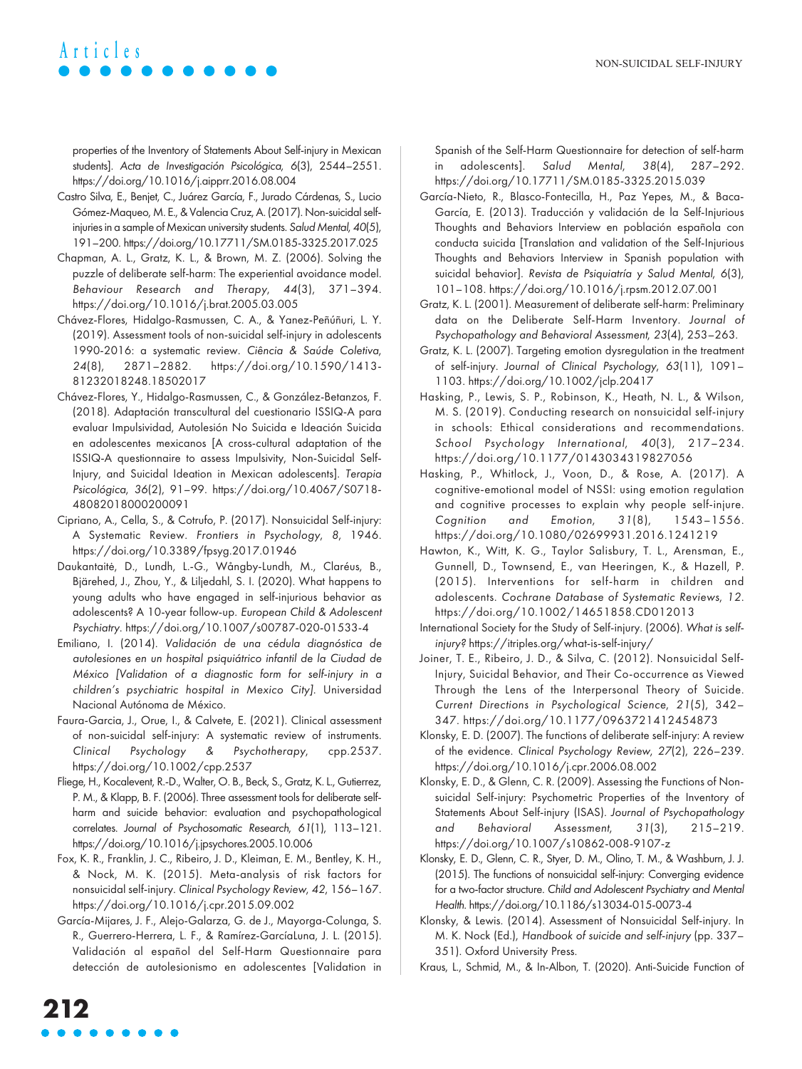properties of the Inventory of Statements About Self-injury in Mexican students]. *Acta de Investigación Psicológica, 6*(3), 2544–2551. https://doi.org/10.1016/j.aipprr.2016.08.004

Castro Silva, E., Benjet, C., Juárez García, F., Jurado Cárdenas, S., Lucio Gómez-Maqueo, M. E., & Valencia Cruz, A. (2017). Non-suicidal self-injuries in a sample of Mexican university students. *Salud Mental, 40*(5), 191–200. https://doi.org/10.17711/SM.0185-3325.2017.025

Chapman, A. L., Gratz, K. L., & Brown, M. Z. (2006). Solving the puzzle of deliberate self-harm: The experiential avoidance model. *Behaviour Research and Therapy, 44*(3), 371–394. https://doi.org/10.1016/j.brat.2005.03.005

Chávez-Flores, Hidalgo-Rasmussen, C. A., & Yanez-Peñúñuri, L. Y. (2019). Assessment tools of non-suicidal self-injury in adolescents 1990-2016: a systematic review. *Ciência & Saúde Coletiva, 24*(8), 2871–2882. https://doi.org/10.1590/1413-81232018248.18502017

Chávez-Flores, Y., Hidalgo-Rasmussen, C., & González-Betanzos, F. (2018). Adaptación transcultural del cuestionario ISSIQ-A para evaluar Impulsividad, Autolesión No Suicida e Ideación Suicida en adolescentes mexicanos [A cross-cultural adaptation of the ISSIQ-A questionnaire to assess Impulsivity, Non-Suicidal Self-Injury, and Suicidal Ideation in Mexican adolescents]. *Terapia Psicológica, 36*(2), 91–99. https://doi.org/10.4067/S0718-48082018000200091

Cipriano, A., Cella, S., & Cotrufo, P. (2017). Nonsuicidal Self-injury: A Systematic Review. *Frontiers in Psychology, 8*, 1946. https://doi.org/10.3389/fpsyg.2017.01946

Daukantaitė, D., Lundh, L.-G., Wångby-Lundh, M., Claréus, B., Bjärehed, J., Zhou, Y., & Liljedahl, S. I. (2020). What happens to young adults who have engaged in self-injurious behavior as adolescents? A 10-year follow-up. *European Child & Adolescent Psychiatry*. https://doi.org/10.1007/s00787-020-01533-4

Emiliano, I. (2014). *Validación de una cédula diagnóstica de autolesiones en un hospital psiquiátrico infantil de la Ciudad de México [Validation of a diagnostic form for self-injury in a children's psychiatric hospital in Mexico City]*. Universidad Nacional Autónoma de México.

Faura-Garcia, J., Orue, I., & Calvete, E. (2021). Clinical assessment of non-suicidal self-injury: A systematic review of instruments. *Clinical Psychology & Psychotherapy*, cpp.2537. https://doi.org/10.1002/cpp.2537

Fliege, H., Kocalevent, R.-D., Walter, O. B., Beck, S., Gratz, K. L., Gutierrez, P. M., & Klapp, B. F. (2006). Three assessment tools for deliberate self-harm and suicide behavior: evaluation and psychopathological correlates. *Journal of Psychosomatic Research, 61*(1), 113–121. https://doi.org/10.1016/j.jpsychores.2005.10.006

Fox, K. R., Franklin, J. C., Ribeiro, J. D., Kleiman, E. M., Bentley, K. H., & Nock, M. K. (2015). Meta-analysis of risk factors for nonsuicidal self-injury. *Clinical Psychology Review, 42*, 156–167. https://doi.org/10.1016/j.cpr.2015.09.002

García-Mijares, J. F., Alejo-Galarza, G. de J., Mayorga-Colunga, S. R., Guerrero-Herrera, L. F., & Ramírez-GarcíaLuna, J. L. (2015). Validación al español del Self-Harm Questionnaire para detección de autolesionismo en adolescentes [Validation in Spanish of the Self-Harm Questionnaire for detection of self-harm in adolescents]. *Salud Mental, 38*(4), 287–292. https://doi.org/10.17711/SM.0185-3325.2015.039

García-Nieto, R., Blasco-Fontecilla, H., Paz Yepes, M., & Baca-García, E. (2013). Traducción y validación de la Self-Injurious Thoughts and Behaviors Interview en población española con conducta suicida [Translation and validation of the Self-Injurious Thoughts and Behaviors Interview in Spanish population with suicidal behavior]. *Revista de Psiquiatría y Salud Mental, 6*(3), 101–108. https://doi.org/10.1016/j.rpsm.2012.07.001

Gratz, K. L. (2001). Measurement of deliberate self-harm: Preliminary data on the Deliberate Self-Harm Inventory. *Journal of Psychopathology and Behavioral Assessment, 23*(4), 253–263.

Gratz, K. L. (2007). Targeting emotion dysregulation in the treatment of self-injury. *Journal of Clinical Psychology, 63*(11), 1091–1103. https://doi.org/10.1002/jclp.20417

Hasking, P., Lewis, S. P., Robinson, K., Heath, N. L., & Wilson, M. S. (2019). Conducting research on nonsuicidal self-injury in schools: Ethical considerations and recommendations. *School Psychology International, 40*(3), 217–234. https://doi.org/10.1177/0143034319827056

Hasking, P., Whitlock, J., Voon, D., & Rose, A. (2017). A cognitive-emotional model of NSSI: using emotion regulation and cognitive processes to explain why people self-injure. *Cognition and Emotion, 31*(8), 1543–1556. https://doi.org/10.1080/02699931.2016.1241219

Hawton, K., Witt, K. G., Taylor Salisbury, T. L., Arensman, E., Gunnell, D., Townsend, E., van Heeringen, K., & Hazell, P. (2015). Interventions for self-harm in children and adolescents. *Cochrane Database of Systematic Reviews, 12*. https://doi.org/10.1002/14651858.CD012013

International Society for the Study of Self-injury. (2006). *What is self-injury?* https://itriples.org/what-is-self-injury/

Joiner, T. E., Ribeiro, J. D., & Silva, C. (2012). Nonsuicidal Self-Injury, Suicidal Behavior, and Their Co-occurrence as Viewed Through the Lens of the Interpersonal Theory of Suicide. *Current Directions in Psychological Science, 21*(5), 342–347. https://doi.org/10.1177/0963721412454873

Klonsky, E. D. (2007). The functions of deliberate self-injury: A review of the evidence. *Clinical Psychology Review, 27*(2), 226–239. https://doi.org/10.1016/j.cpr.2006.08.002

Klonsky, E. D., & Glenn, C. R. (2009). Assessing the Functions of Non-suicidal Self-injury: Psychometric Properties of the Inventory of Statements About Self-injury (ISAS). *Journal of Psychopathology and Behavioral Assessment, 31*(3), 215–219. https://doi.org/10.1007/s10862-008-9107-z

Klonsky, E. D., Glenn, C. R., Styer, D. M., Olino, T. M., & Washburn, J. J. (2015). The functions of nonsuicidal self-injury: Converging evidence for a two-factor structure. *Child and Adolescent Psychiatry and Mental Health*. https://doi.org/10.1186/s13034-015-0073-4

Klonsky, & Lewis. (2014). Assessment of Nonsuicidal Self-injury. In M. K. Nock (Ed.), *Handbook of suicide and self-injury* (pp. 337–351). Oxford University Press.

Kraus, L., Schmid, M., & In-Albon, T. (2020). Anti-Suicide Function of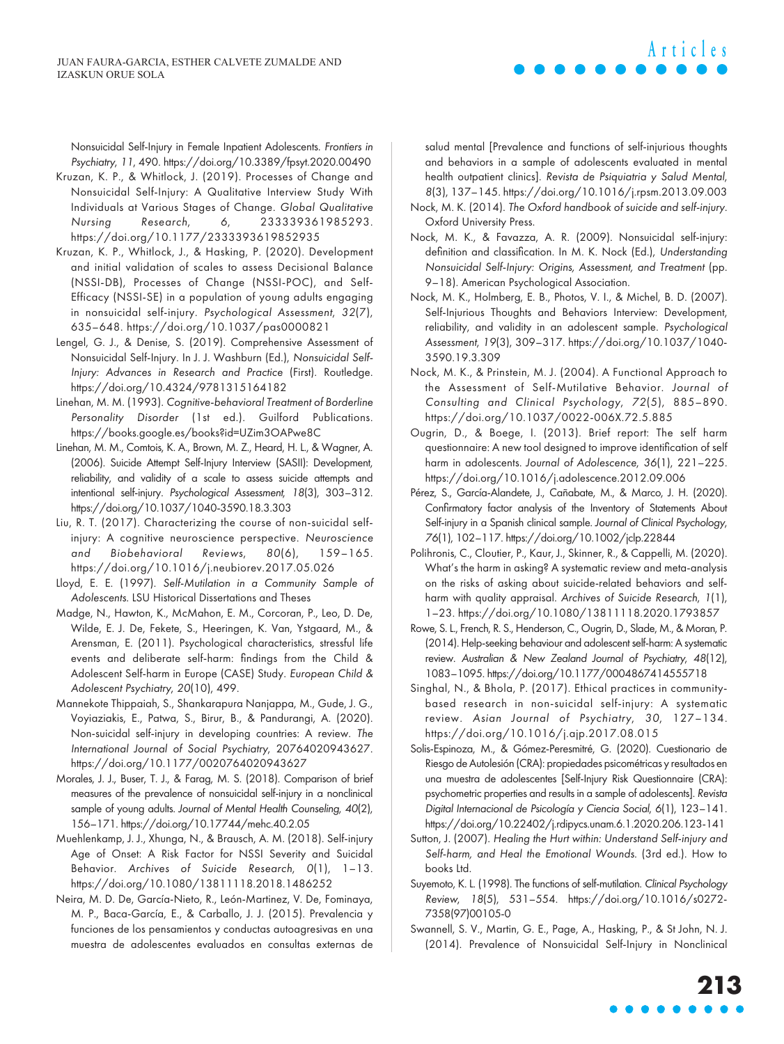Nonsuicidal Self-Injury in Female Inpatient Adolescents. *Frontiers in Psychiatry*, *11*, 490. https://doi.org/10.3389/fpsyt.2020.00490

Kruzan, K. P., & Whitlock, J. (2019). Processes of Change and Nonsuicidal Self-Injury: A Qualitative Interview Study With Individuals at Various Stages of Change. *Global Qualitative Nursing Research*, *6*, 233339361985293. https://doi.org/10.1177/2333393619852935

Kruzan, K. P., Whitlock, J., & Hasking, P. (2020). Development and initial validation of scales to assess Decisional Balance (NSSI-DB), Processes of Change (NSSI-POC), and Self-Efficacy (NSSI-SE) in a population of young adults engaging in nonsuicidal self-injury. *Psychological Assessment*, *32*(7), 635–648. https://doi.org/10.1037/pas0000821

Lengel, G. J., & Denise, S. (2019). Comprehensive Assessment of Nonsuicidal Self-Injury. In J. J. Washburn (Ed.), *Nonsuicidal Self-Injury: Advances in Research and Practice* (First). Routledge. https://doi.org/10.4324/9781315164182

Linehan, M. M. (1993). *Cognitive-behavioral Treatment of Borderline Personality Disorder* (1st ed.). Guilford Publications. https://books.google.es/books?id=UZim3OAPwe8C

Linehan, M. M., Comtois, K. A., Brown, M. Z., Heard, H. L., & Wagner, A. (2006). Suicide Attempt Self-Injury Interview (SASII): Development, reliability, and validity of a scale to assess suicide attempts and intentional self-injury. *Psychological Assessment, 18*(3), 303–312. https://doi.org/10.1037/1040-3590.18.3.303

Liu, R. T. (2017). Characterizing the course of non-suicidal self-injury: A cognitive neuroscience perspective. *Neuroscience and Biobehavioral Reviews*, *80*(6), 159–165. https://doi.org/10.1016/j.neubiorev.2017.05.026

Lloyd, E. E. (1997). *Self-Mutilation in a Community Sample of Adolescents*. LSU Historical Dissertations and Theses

Madge, N., Hawton, K., McMahon, E. M., Corcoran, P., Leo, D. De, Wilde, E. J. De, Fekete, S., Heeringen, K. Van, Ystgaard, M., & Arensman, E. (2011). Psychological characteristics, stressful life events and deliberate self-harm: findings from the Child & Adolescent Self-harm in Europe (CASE) Study. *European Child & Adolescent Psychiatry*, *20*(10), 499.

Mannekote Thippaiah, S., Shankarapura Nanjappa, M., Gude, J. G., Voyiaziakis, E., Patwa, S., Birur, B., & Pandurangi, A. (2020). Non-suicidal self-injury in developing countries: A review. *The International Journal of Social Psychiatry*, 20764020943627. https://doi.org/10.1177/0020764020943627

Morales, J. J., Buser, T. J., & Farag, M. S. (2018). Comparison of brief measures of the prevalence of nonsuicidal self-injury in a nonclinical sample of young adults. *Journal of Mental Health Counseling*, *40*(2), 156–171. https://doi.org/10.17744/mehc.40.2.05

Muehlenkamp, J. J., Xhunga, N., & Brausch, A. M. (2018). Self-injury Age of Onset: A Risk Factor for NSSI Severity and Suicidal Behavior. *Archives of Suicide Research*, *0*(1), 1–13. https://doi.org/10.1080/13811118.2018.1486252

Neira, M. D. De, García-Nieto, R., León-Martinez, V. De, Fominaya, M. P., Baca-García, E., & Carballo, J. J. (2015). Prevalencia y funciones de los pensamientos y conductas autoagresivas en una muestra de adolescentes evaluados en consultas externas de salud mental [Prevalence and functions of self-injurious thoughts and behaviors in a sample of adolescents evaluated in mental health outpatient clinics]. *Revista de Psiquiatria y Salud Mental*, *8*(3), 137–145. https://doi.org/10.1016/j.rpsm.2013.09.003

Nock, M. K. (2014). *The Oxford handbook of suicide and self-injury*. Oxford University Press.

Nock, M. K., & Favazza, A. R. (2009). Nonsuicidal self-injury: definition and classification. In M. K. Nock (Ed.), *Understanding Nonsuicidal Self-Injury: Origins, Assessment, and Treatment* (pp. 9–18). American Psychological Association.

Nock, M. K., Holmberg, E. B., Photos, V. I., & Michel, B. D. (2007). Self-Injurious Thoughts and Behaviors Interview: Development, reliability, and validity in an adolescent sample. *Psychological Assessment*, *19*(3), 309–317. https://doi.org/10.1037/1040-3590.19.3.309

Nock, M. K., & Prinstein, M. J. (2004). A Functional Approach to the Assessment of Self-Mutilative Behavior. *Journal of Consulting and Clinical Psychology*, *72*(5), 885–890. https://doi.org/10.1037/0022-006X.72.5.885

Ougrin, D., & Boege, I. (2013). Brief report: The self harm questionnaire: A new tool designed to improve identification of self harm in adolescents. *Journal of Adolescence*, *36*(1), 221–225. https://doi.org/10.1016/j.adolescence.2012.09.006

Pérez, S., García-Alandete, J., Cañabate, M., & Marco, J. H. (2020). Confirmatory factor analysis of the Inventory of Statements About Self-injury in a Spanish clinical sample. *Journal of Clinical Psychology*, *76*(1), 102–117. https://doi.org/10.1002/jclp.22844

Polihronis, C., Cloutier, P., Kaur, J., Skinner, R., & Cappelli, M. (2020). What's the harm in asking? A systematic review and meta-analysis on the risks of asking about suicide-related behaviors and self-harm with quality appraisal. *Archives of Suicide Research*, *1*(1), 1–23. https://doi.org/10.1080/13811118.2020.1793857

Rowe, S. L., French, R. S., Henderson, C., Ougrin, D., Slade, M., & Moran, P. (2014). Help-seeking behaviour and adolescent self-harm: A systematic review. *Australian & New Zealand Journal of Psychiatry*, *48*(12), 1083–1095. https://doi.org/10.1177/0004867414555718

Singhal, N., & Bhola, P. (2017). Ethical practices in community-based research in non-suicidal self-injury: A systematic review. *Asian Journal of Psychiatry*, *30*, 127–134. https://doi.org/10.1016/j.ajp.2017.08.015

Solis-Espinoza, M., & Gómez-Peresmitré, G. (2020). Cuestionario de Riesgo de Autolesión (CRA): propiedades psicométricas y resultados en una muestra de adolescentes [Self-Injury Risk Questionnaire (CRA): psychometric properties and results in a sample of adolescents]. *Revista Digital Internacional de Psicología y Ciencia Social*, *6*(1), 123–141. https://doi.org/10.22402/j.rdipycs.unam.6.1.2020.206.123-141

Sutton, J. (2007). *Healing the Hurt within: Understand Self-injury and Self-harm, and Heal the Emotional Wounds.* (3rd ed.). How to books Ltd.

Suyemoto, K. L. (1998). The functions of self-mutilation. *Clinical Psychology Review*, *18*(5), 531–554. https://doi.org/10.1016/s0272-7358(97)00105-0

Swannell, S. V., Martin, G. E., Page, A., Hasking, P., & St John, N. J. (2014). Prevalence of Nonsuicidal Self-Injury in Nonclinical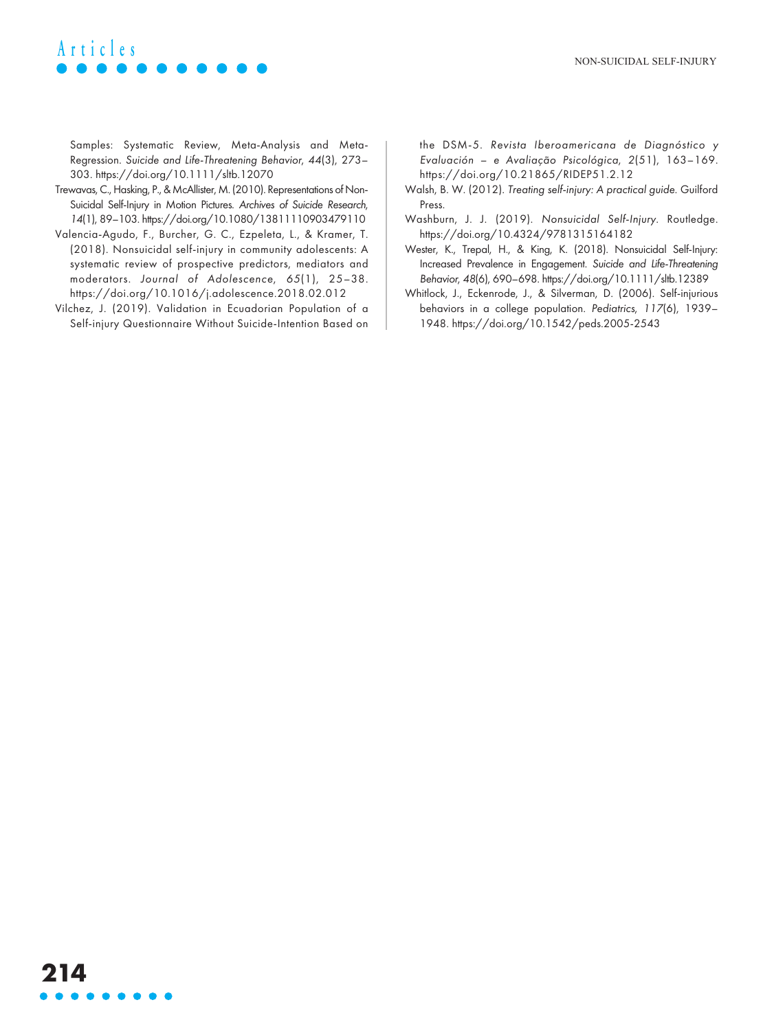Samples: Systematic Review, Meta-Analysis and Meta-Regression. *Suicide and Life-Threatening Behavior, 44*(3), 273–303. https://doi.org/10.1111/sltb.12070

Trewavas, C., Hasking, P., & McAllister, M. (2010). Representations of Non-Suicidal Self-Injury in Motion Pictures. *Archives of Suicide Research, 14*(1), 89–103. https://doi.org/10.1080/13811110903479110

Valencia-Agudo, F., Burcher, G. C., Ezpeleta, L., & Kramer, T. (2018). Nonsuicidal self-injury in community adolescents: A systematic review of prospective predictors, mediators and moderators. *Journal of Adolescence, 65*(1), 25–38. https://doi.org/10.1016/j.adolescence.2018.02.012

Vilchez, J. (2019). Validation in Ecuadorian Population of a Self-injury Questionnaire Without Suicide-Intention Based on the DSM-5. *Revista Iberoamericana de Diagnóstico y Evaluación – e Avaliação Psicológica, 2*(51), 163–169. https://doi.org/10.21865/RIDEP51.2.12

Walsh, B. W. (2012). *Treating self-injury: A practical guide.* Guilford Press.

Washburn, J. J. (2019). *Nonsuicidal Self-Injury.* Routledge. https://doi.org/10.4324/9781315164182

Wester, K., Trepal, H., & King, K. (2018). Nonsuicidal Self-Injury: Increased Prevalence in Engagement. *Suicide and Life-Threatening Behavior, 48*(6), 690–698. https://doi.org/10.1111/sltb.12389

Whitlock, J., Eckenrode, J., & Silverman, D. (2006). Self-injurious behaviors in a college population. *Pediatrics, 117*(6), 1939–1948. https://doi.org/10.1542/peds.2005-2543